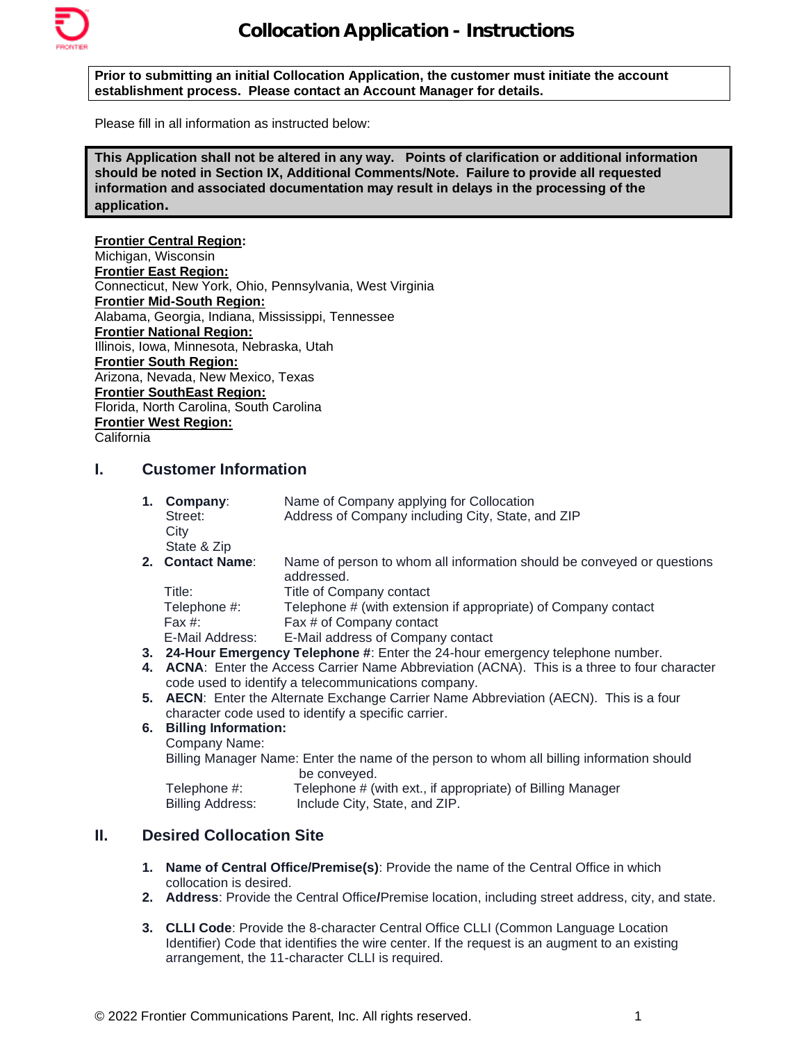# Collocation Application - Instructions

**Prior to submitting an initial Collocation Application, the customer must initiate the account establishment process. Please contact an Account Manager for details.**

Please fill in all information as instructed below:

**This Application shall not be altered in any way. Points of clarification or additional information should be noted in Section IX, Additional Comments/Note. Failure to provide all requested information and associated documentation may result in delays in the processing of the application.**

**Frontier Central Region:**
Michigan, Wisconsin
**Frontier East Region:**
Connecticut, New York, Ohio, Pennsylvania, West Virginia
**Frontier Mid-South Region:**
Alabama, Georgia, Indiana, Mississippi, Tennessee
**Frontier National Region:**
Illinois, Iowa, Minnesota, Nebraska, Utah
**Frontier South Region:**
Arizona, Nevada, New Mexico, Texas
**Frontier SouthEast Region:**
Florida, North Carolina, South Carolina
**Frontier West Region:**
California

## I. Customer Information

1. **Company**: Name of Company applying for Collocation
   Street: Address of Company including City, State, and ZIP
   City
   State & Zip
2. **Contact Name**: Name of person to whom all information should be conveyed or questions addressed.
   Title: Title of Company contact
   Telephone #: Telephone # (with extension if appropriate) of Company contact
   Fax #: Fax # of Company contact
   E-Mail Address: E-Mail address of Company contact
3. **24-Hour Emergency Telephone #**: Enter the 24-hour emergency telephone number.
4. **ACNA**: Enter the Access Carrier Name Abbreviation (ACNA). This is a three to four character code used to identify a telecommunications company.
5. **AECN**: Enter the Alternate Exchange Carrier Name Abbreviation (AECN). This is a four character code used to identify a specific carrier.
6. **Billing Information:**
   Company Name:
   Billing Manager Name: Enter the name of the person to whom all billing information should be conveyed.
   Telephone #: Telephone # (with ext., if appropriate) of Billing Manager
   Billing Address: Include City, State, and ZIP.

## II. Desired Collocation Site

1. **Name of Central Office/Premise(s)**: Provide the name of the Central Office in which collocation is desired.
2. **Address**: Provide the Central Office/Premise location, including street address, city, and state.
3. **CLLI Code**: Provide the 8-character Central Office CLLI (Common Language Location Identifier) Code that identifies the wire center. If the request is an augment to an existing arrangement, the 11-character CLLI is required.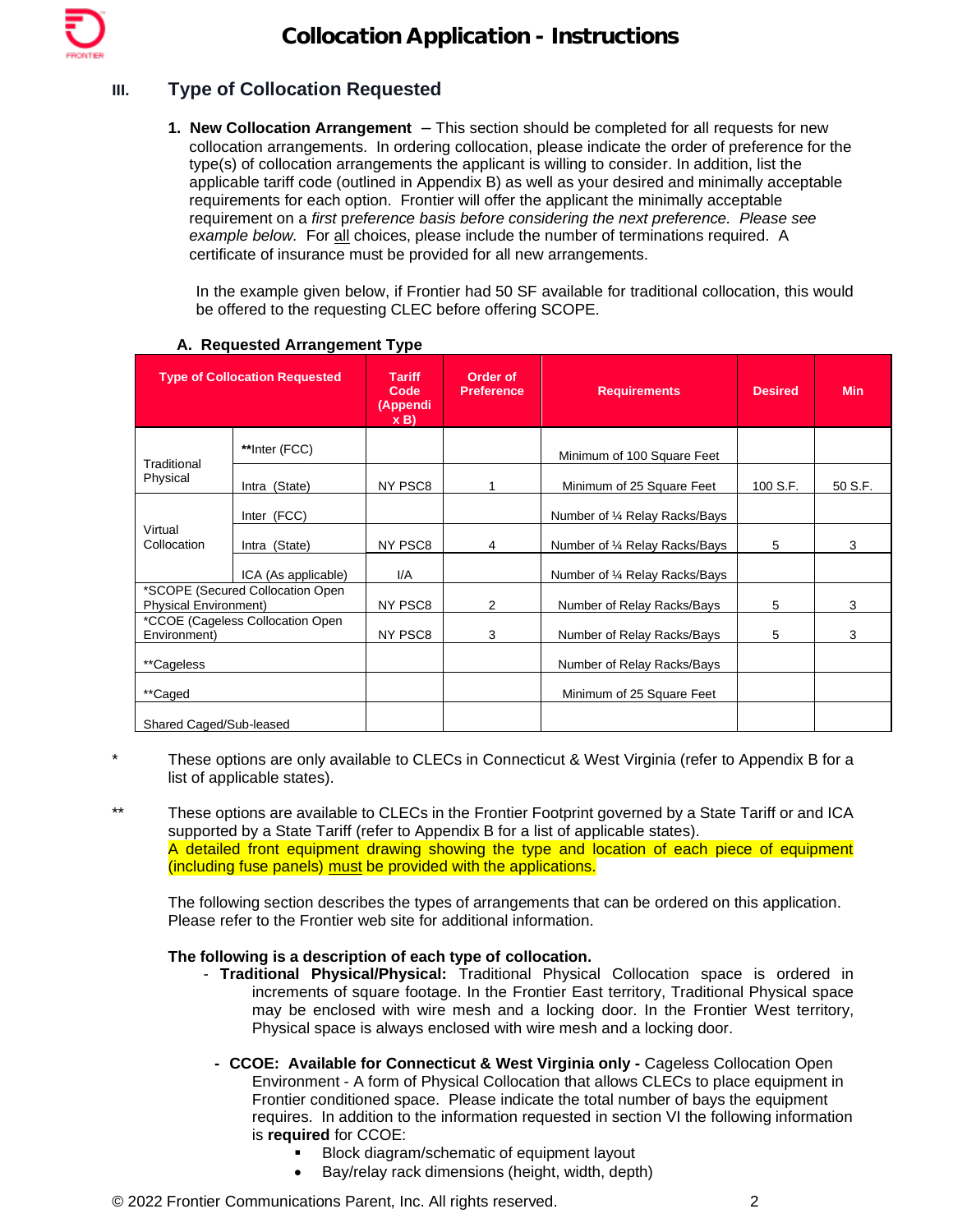# Collocation Application - Instructions

## III. Type of Collocation Requested

1. **New Collocation Arrangement** – This section should be completed for all requests for new collocation arrangements. In ordering collocation, please indicate the order of preference for the type(s) of collocation arrangements the applicant is willing to consider. In addition, list the applicable tariff code (outlined in Appendix B) as well as your desired and minimally acceptable requirements for each option. Frontier will offer the applicant the minimally acceptable requirement on a *first preference basis before considering the next preference. Please see example below.* For all choices, please include the number of terminations required. A certificate of insurance must be provided for all new arrangements.

   In the example given below, if Frontier had 50 SF available for traditional collocation, this would be offered to the requesting CLEC before offering SCOPE.

**A. Requested Arrangement Type**

| Type of Collocation Requested | | Tariff Code (Appendix B) | Order of Preference | Requirements | Desired | Min |
|---|---|---|---|---|---|---|
| Traditional Physical | **Inter (FCC) | | | Minimum of 100 Square Feet | | |
| | Intra (State) | NY PSC8 | 1 | Minimum of 25 Square Feet | 100 S.F. | 50 S.F. |
| Virtual Collocation | Inter (FCC) | | | Number of ¼ Relay Racks/Bays | | |
| | Intra (State) | NY PSC8 | 4 | Number of ¼ Relay Racks/Bays | 5 | 3 |
| | ICA (As applicable) | I/A | | Number of ¼ Relay Racks/Bays | | |
| *SCOPE (Secured Collocation Open Physical Environment) | | NY PSC8 | 2 | Number of Relay Racks/Bays | 5 | 3 |
| *CCOE (Cageless Collocation Open Environment) | | NY PSC8 | 3 | Number of Relay Racks/Bays | 5 | 3 |
| **Cageless | | | | Number of Relay Racks/Bays | | |
| **Caged | | | | Minimum of 25 Square Feet | | |
| Shared Caged/Sub-leased | | | | | | |

\* These options are only available to CLECs in Connecticut & West Virginia (refer to Appendix B for a list of applicable states).

\*\* These options are available to CLECs in the Frontier Footprint governed by a State Tariff or and ICA supported by a State Tariff (refer to Appendix B for a list of applicable states).
A detailed front equipment drawing showing the type and location of each piece of equipment (including fuse panels) must be provided with the applications.

The following section describes the types of arrangements that can be ordered on this application. Please refer to the Frontier web site for additional information.

**The following is a description of each type of collocation.**

- **Traditional Physical/Physical:** Traditional Physical Collocation space is ordered in increments of square footage. In the Frontier East territory, Traditional Physical space may be enclosed with wire mesh and a locking door. In the Frontier West territory, Physical space is always enclosed with wire mesh and a locking door.

- **CCOE: Available for Connecticut & West Virginia only -** Cageless Collocation Open Environment - A form of Physical Collocation that allows CLECs to place equipment in Frontier conditioned space. Please indicate the total number of bays the equipment requires. In addition to the information requested in section VI the following information is **required** for CCOE:
  - Block diagram/schematic of equipment layout
  - Bay/relay rack dimensions (height, width, depth)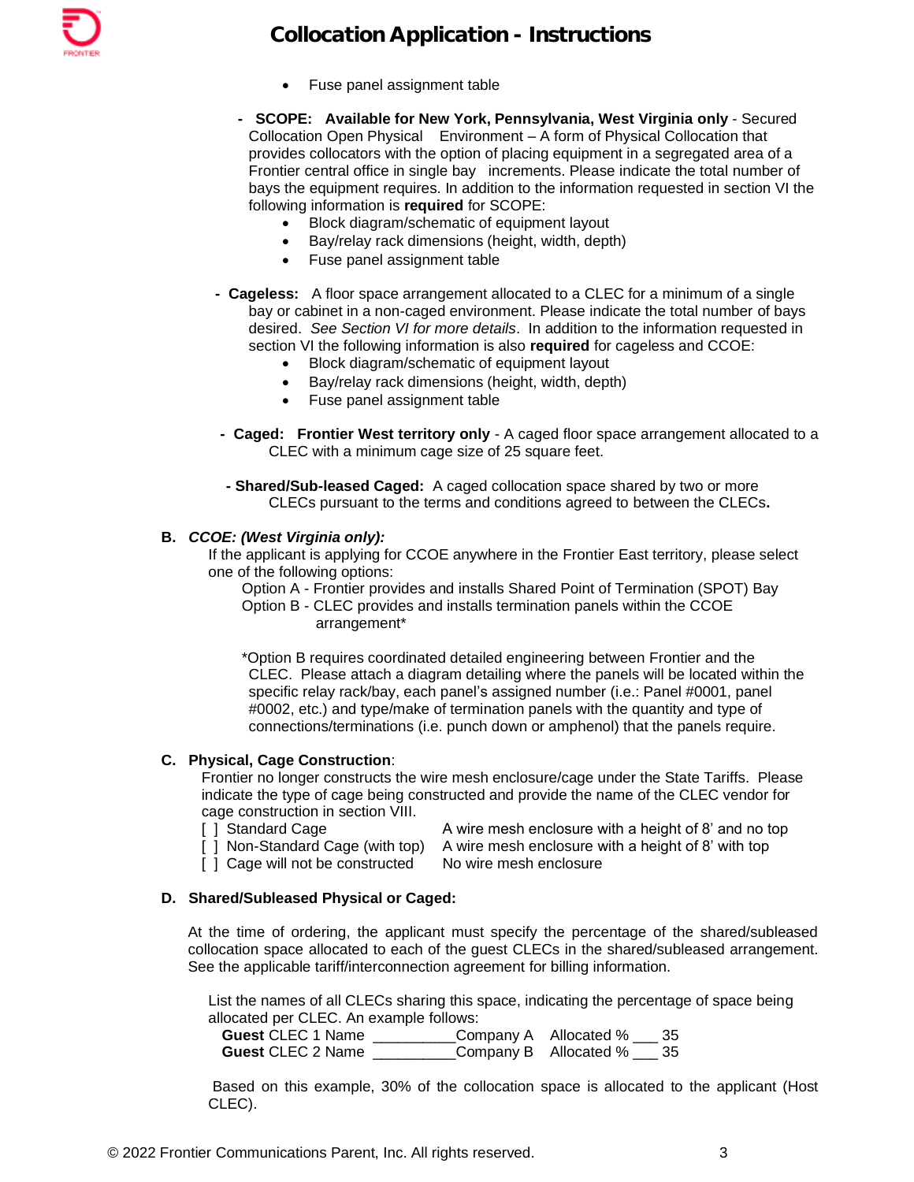- Fuse panel assignment table

- **SCOPE: Available for New York, Pennsylvania, West Virginia only** - Secured Collocation Open Physical Environment – A form of Physical Collocation that provides collocators with the option of placing equipment in a segregated area of a Frontier central office in single bay increments. Please indicate the total number of bays the equipment requires. In addition to the information requested in section VI the following information is **required** for SCOPE:
  - Block diagram/schematic of equipment layout
  - Bay/relay rack dimensions (height, width, depth)
  - Fuse panel assignment table

- **Cageless:** A floor space arrangement allocated to a CLEC for a minimum of a single bay or cabinet in a non-caged environment. Please indicate the total number of bays desired. *See Section VI for more details*. In addition to the information requested in section VI the following information is also **required** for cageless and CCOE:
  - Block diagram/schematic of equipment layout
  - Bay/relay rack dimensions (height, width, depth)
  - Fuse panel assignment table

- **Caged: Frontier West territory only** - A caged floor space arrangement allocated to a CLEC with a minimum cage size of 25 square feet.

- **Shared/Sub-leased Caged:** A caged collocation space shared by two or more CLECs pursuant to the terms and conditions agreed to between the CLECs**.**

**B. *CCOE: (West Virginia only):***

If the applicant is applying for CCOE anywhere in the Frontier East territory, please select one of the following options:

Option A - Frontier provides and installs Shared Point of Termination (SPOT) Bay
Option B - CLEC provides and installs termination panels within the CCOE arrangement*

*Option B requires coordinated detailed engineering between Frontier and the CLEC. Please attach a diagram detailing where the panels will be located within the specific relay rack/bay, each panel's assigned number (i.e.: Panel #0001, panel #0002, etc.) and type/make of termination panels with the quantity and type of connections/terminations (i.e. punch down or amphenol) that the panels require.

**C. Physical, Cage Construction**:

Frontier no longer constructs the wire mesh enclosure/cage under the State Tariffs. Please indicate the type of cage being constructed and provide the name of the CLEC vendor for cage construction in section VIII.

| | |
|---|---|
| [ ] Standard Cage | A wire mesh enclosure with a height of 8' and no top |
| [ ] Non-Standard Cage (with top) | A wire mesh enclosure with a height of 8' with top |
| [ ] Cage will not be constructed | No wire mesh enclosure |

**D. Shared/Subleased Physical or Caged:**

At the time of ordering, the applicant must specify the percentage of the shared/subleased collocation space allocated to each of the guest CLECs in the shared/subleased arrangement. See the applicable tariff/interconnection agreement for billing information.

List the names of all CLECs sharing this space, indicating the percentage of space being allocated per CLEC. An example follows:

**Guest** CLEC 1 Name __________Company A Allocated % ___ 35
**Guest** CLEC 2 Name __________Company B Allocated % ___ 35

Based on this example, 30% of the collocation space is allocated to the applicant (Host CLEC).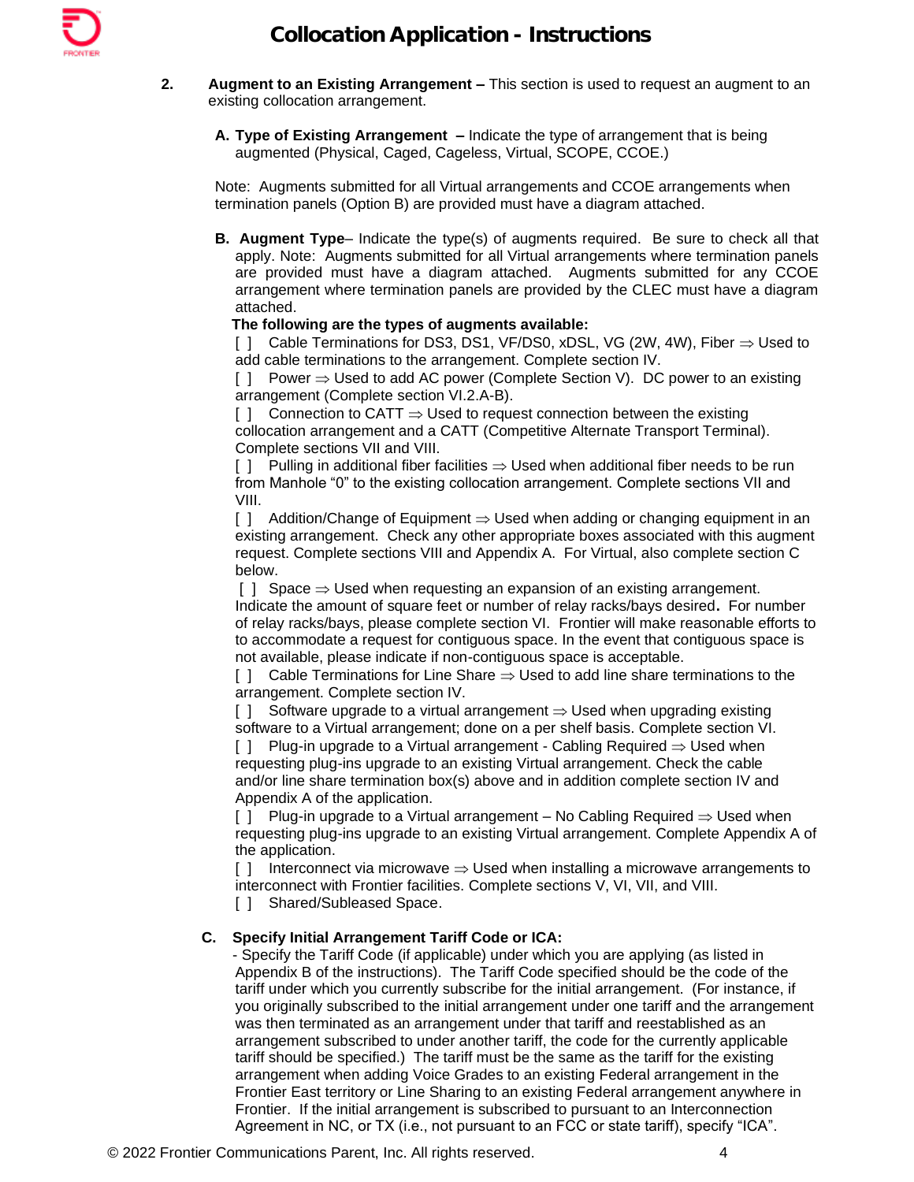2. **Augment to an Existing Arrangement –** This section is used to request an augment to an existing collocation arrangement.

   **A. Type of Existing Arrangement –** Indicate the type of arrangement that is being augmented (Physical, Caged, Cageless, Virtual, SCOPE, CCOE.)

   Note: Augments submitted for all Virtual arrangements and CCOE arrangements when termination panels (Option B) are provided must have a diagram attached.

   **B. Augment Type**– Indicate the type(s) of augments required. Be sure to check all that apply. Note: Augments submitted for all Virtual arrangements where termination panels are provided must have a diagram attached. Augments submitted for any CCOE arrangement where termination panels are provided by the CLEC must have a diagram attached.

   **The following are the types of augments available:**

   [ ] Cable Terminations for DS3, DS1, VF/DS0, xDSL, VG (2W, 4W), Fiber ⇒ Used to add cable terminations to the arrangement. Complete section IV.

   [ ] Power ⇒ Used to add AC power (Complete Section V). DC power to an existing arrangement (Complete section VI.2.A-B).

   [ ] Connection to CATT ⇒ Used to request connection between the existing collocation arrangement and a CATT (Competitive Alternate Transport Terminal). Complete sections VII and VIII.

   [ ] Pulling in additional fiber facilities ⇒ Used when additional fiber needs to be run from Manhole "0" to the existing collocation arrangement. Complete sections VII and VIII.

   [ ] Addition/Change of Equipment ⇒ Used when adding or changing equipment in an existing arrangement. Check any other appropriate boxes associated with this augment request. Complete sections VIII and Appendix A. For Virtual, also complete section C below.

   [ ] Space ⇒ Used when requesting an expansion of an existing arrangement. Indicate the amount of square feet or number of relay racks/bays desired**.** For number of relay racks/bays, please complete section VI. Frontier will make reasonable efforts to to accommodate a request for contiguous space. In the event that contiguous space is not available, please indicate if non-contiguous space is acceptable.

   [ ] Cable Terminations for Line Share ⇒ Used to add line share terminations to the arrangement. Complete section IV.

   [ ] Software upgrade to a virtual arrangement ⇒ Used when upgrading existing software to a Virtual arrangement; done on a per shelf basis. Complete section VI.

   [ ] Plug-in upgrade to a Virtual arrangement - Cabling Required ⇒ Used when requesting plug-ins upgrade to an existing Virtual arrangement. Check the cable and/or line share termination box(s) above and in addition complete section IV and Appendix A of the application.

   [ ] Plug-in upgrade to a Virtual arrangement – No Cabling Required ⇒ Used when requesting plug-ins upgrade to an existing Virtual arrangement. Complete Appendix A of the application.

   [ ] Interconnect via microwave ⇒ Used when installing a microwave arrangements to interconnect with Frontier facilities. Complete sections V, VI, VII, and VIII.

   [ ] Shared/Subleased Space.

   **C. Specify Initial Arrangement Tariff Code or ICA:**

   - Specify the Tariff Code (if applicable) under which you are applying (as listed in Appendix B of the instructions). The Tariff Code specified should be the code of the tariff under which you currently subscribe for the initial arrangement. (For instance, if you originally subscribed to the initial arrangement under one tariff and the arrangement was then terminated as an arrangement under that tariff and reestablished as an arrangement subscribed to under another tariff, the code for the currently applicable tariff should be specified.) The tariff must be the same as the tariff for the existing arrangement when adding Voice Grades to an existing Federal arrangement in the Frontier East territory or Line Sharing to an existing Federal arrangement anywhere in Frontier. If the initial arrangement is subscribed to pursuant to an Interconnection Agreement in NC, or TX (i.e., not pursuant to an FCC or state tariff), specify "ICA".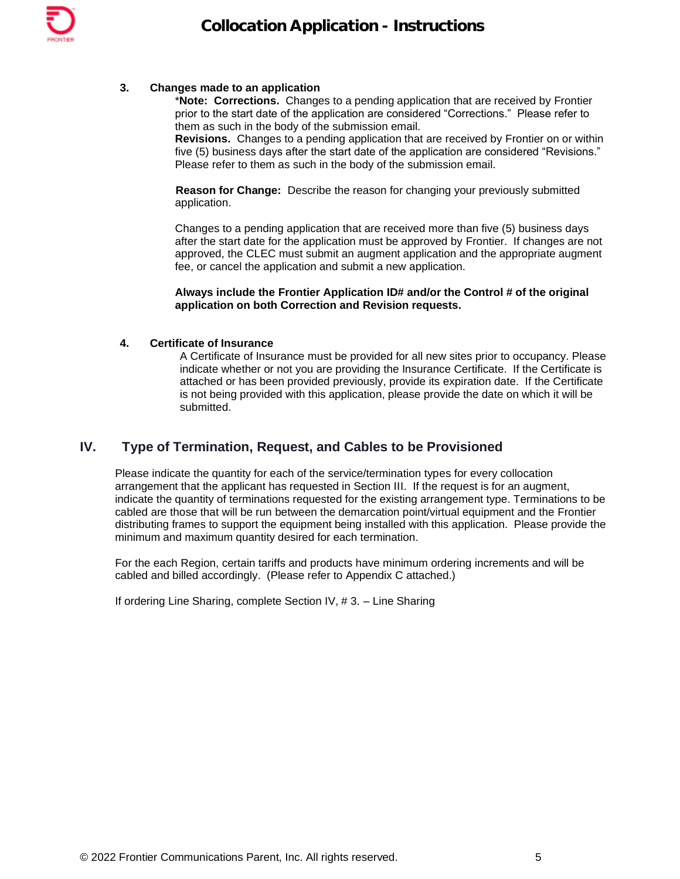**3. Changes made to an application**

*__Note: Corrections.__ Changes to a pending application that are received by Frontier prior to the start date of the application are considered "Corrections." Please refer to them as such in the body of the submission email.

**Revisions.** Changes to a pending application that are received by Frontier on or within five (5) business days after the start date of the application are considered "Revisions." Please refer to them as such in the body of the submission email.

**Reason for Change:** Describe the reason for changing your previously submitted application.

Changes to a pending application that are received more than five (5) business days after the start date for the application must be approved by Frontier. If changes are not approved, the CLEC must submit an augment application and the appropriate augment fee, or cancel the application and submit a new application.

**Always include the Frontier Application ID# and/or the Control # of the original application on both Correction and Revision requests.**

**4. Certificate of Insurance**

A Certificate of Insurance must be provided for all new sites prior to occupancy. Please indicate whether or not you are providing the Insurance Certificate. If the Certificate is attached or has been provided previously, provide its expiration date. If the Certificate is not being provided with this application, please provide the date on which it will be submitted.

## IV. Type of Termination, Request, and Cables to be Provisioned

Please indicate the quantity for each of the service/termination types for every collocation arrangement that the applicant has requested in Section III. If the request is for an augment, indicate the quantity of terminations requested for the existing arrangement type. Terminations to be cabled are those that will be run between the demarcation point/virtual equipment and the Frontier distributing frames to support the equipment being installed with this application. Please provide the minimum and maximum quantity desired for each termination.

For the each Region, certain tariffs and products have minimum ordering increments and will be cabled and billed accordingly. (Please refer to Appendix C attached.)

If ordering Line Sharing, complete Section IV, # 3. – Line Sharing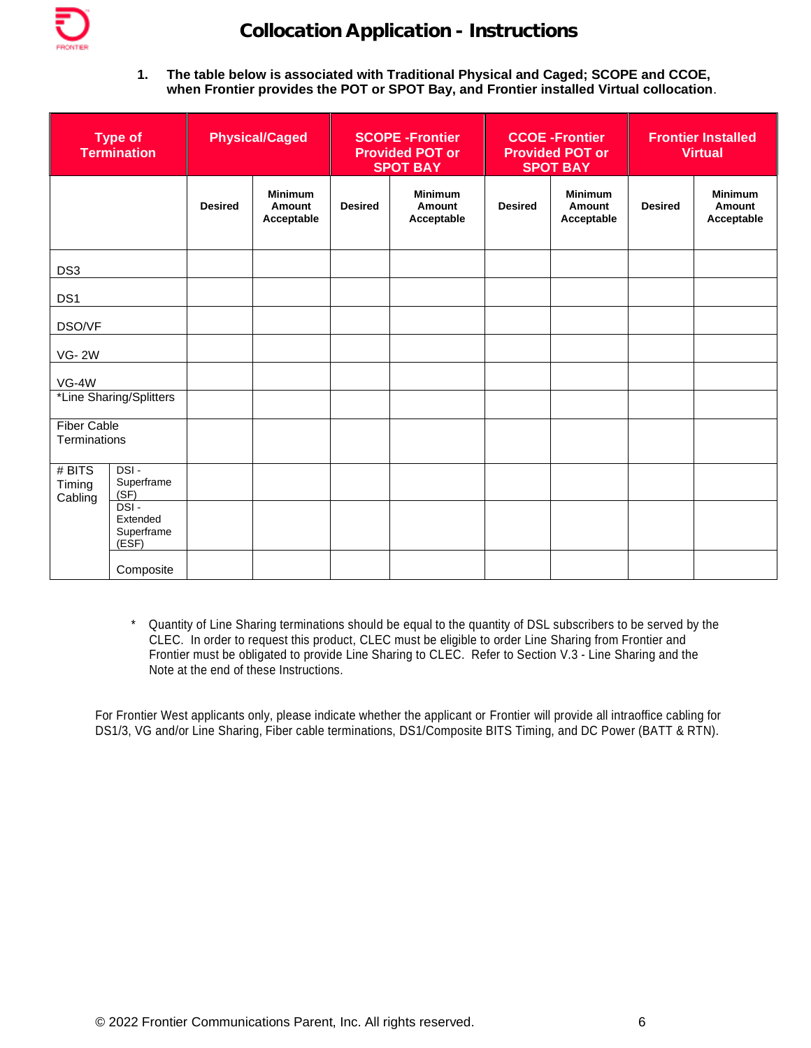# Collocation Application - Instructions

1. **The table below is associated with Traditional Physical and Caged; SCOPE and CCOE, when Frontier provides the POT or SPOT Bay, and Frontier installed Virtual collocation.**

| Type of Termination | | Physical/Caged | | SCOPE -Frontier Provided POT or SPOT BAY | | CCOE -Frontier Provided POT or SPOT BAY | | Frontier Installed Virtual | |
|---|---|---|---|---|---|---|---|---|---|
| | | Desired | Minimum Amount Acceptable | Desired | Minimum Amount Acceptable | Desired | Minimum Amount Acceptable | Desired | Minimum Amount Acceptable |
| DS3 | | | | | | | | | |
| DS1 | | | | | | | | | |
| DSO/VF | | | | | | | | | |
| VG- 2W | | | | | | | | | |
| VG-4W | | | | | | | | | |
| *Line Sharing/Splitters | | | | | | | | | |
| Fiber Cable Terminations | | | | | | | | | |
| # BITS Timing Cabling | DSI - Superframe (SF) | | | | | | | | |
| | DSI - Extended Superframe (ESF) | | | | | | | | |
| | Composite | | | | | | | | |

\* Quantity of Line Sharing terminations should be equal to the quantity of DSL subscribers to be served by the CLEC. In order to request this product, CLEC must be eligible to order Line Sharing from Frontier and Frontier must be obligated to provide Line Sharing to CLEC. Refer to Section V.3 - Line Sharing and the Note at the end of these Instructions.

For Frontier West applicants only, please indicate whether the applicant or Frontier will provide all intraoffice cabling for DS1/3, VG and/or Line Sharing, Fiber cable terminations, DS1/Composite BITS Timing, and DC Power (BATT & RTN).

© 2022 Frontier Communications Parent, Inc. All rights reserved.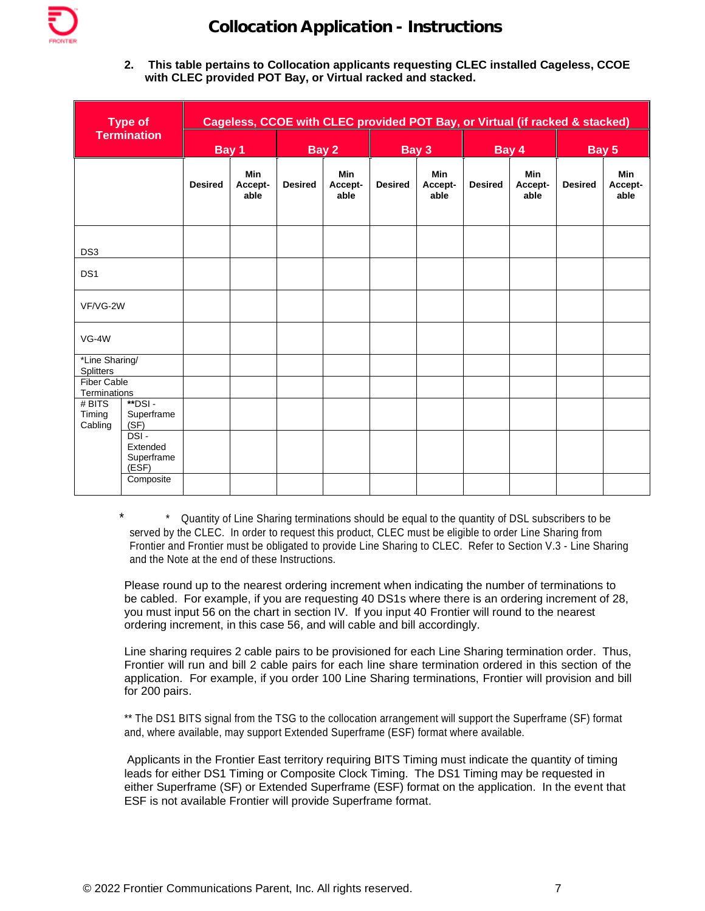**2. This table pertains to Collocation applicants requesting CLEC installed Cageless, CCOE with CLEC provided POT Bay, or Virtual racked and stacked.**

| Type of Termination | | Cageless, CCOE with CLEC provided POT Bay, or Virtual (if racked & stacked) | | | | | | | | | |
|---|---|---|---|---|---|---|---|---|---|---|---|
| | | Bay 1 | | Bay 2 | | Bay 3 | | Bay 4 | | Bay 5 | |
| | | Desired | Min Accept-able | Desired | Min Accept-able | Desired | Min Accept-able | Desired | Min Accept-able | Desired | Min Accept-able |
| DS3 | | | | | | | | | | | |
| DS1 | | | | | | | | | | | |
| VF/VG-2W | | | | | | | | | | | |
| VG-4W | | | | | | | | | | | |
| *Line Sharing/ Splitters | | | | | | | | | | | |
| Fiber Cable Terminations | | | | | | | | | | | |
| # BITS Timing Cabling | **DSI - Superframe (SF) | | | | | | | | | | |
| | DSI - Extended Superframe (ESF) | | | | | | | | | | |
| | Composite | | | | | | | | | | |

\* Quantity of Line Sharing terminations should be equal to the quantity of DSL subscribers to be served by the CLEC. In order to request this product, CLEC must be eligible to order Line Sharing from Frontier and Frontier must be obligated to provide Line Sharing to CLEC. Refer to Section V.3 - Line Sharing and the Note at the end of these Instructions.

Please round up to the nearest ordering increment when indicating the number of terminations to be cabled. For example, if you are requesting 40 DS1s where there is an ordering increment of 28, you must input 56 on the chart in section IV. If you input 40 Frontier will round to the nearest ordering increment, in this case 56, and will cable and bill accordingly.

Line sharing requires 2 cable pairs to be provisioned for each Line Sharing termination order. Thus, Frontier will run and bill 2 cable pairs for each line share termination ordered in this section of the application. For example, if you order 100 Line Sharing terminations, Frontier will provision and bill for 200 pairs.

** The DS1 BITS signal from the TSG to the collocation arrangement will support the Superframe (SF) format and, where available, may support Extended Superframe (ESF) format where available.

Applicants in the Frontier East territory requiring BITS Timing must indicate the quantity of timing leads for either DS1 Timing or Composite Clock Timing. The DS1 Timing may be requested in either Superframe (SF) or Extended Superframe (ESF) format on the application. In the event that ESF is not available Frontier will provide Superframe format.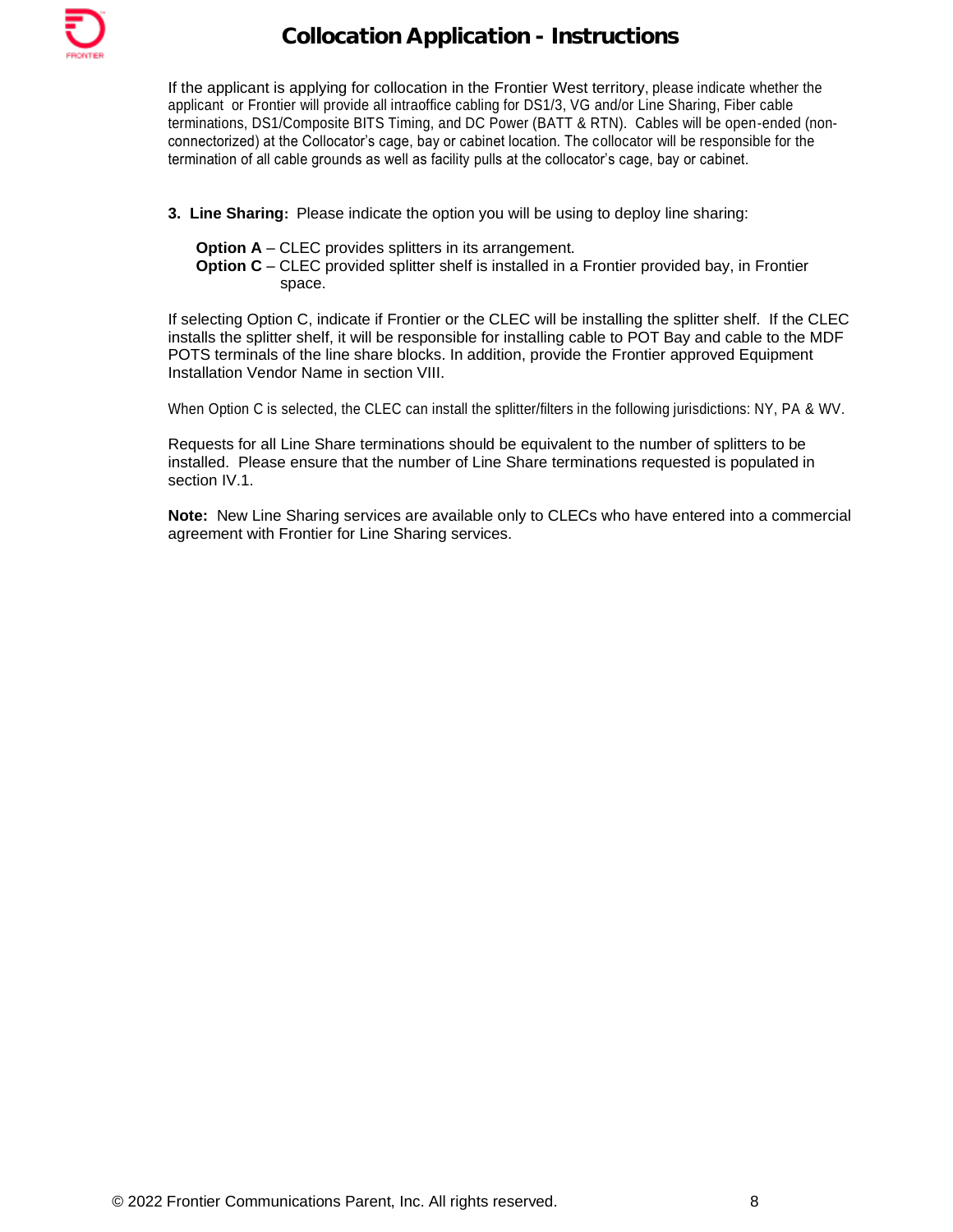If the applicant is applying for collocation in the Frontier West territory, please indicate whether the applicant or Frontier will provide all intraoffice cabling for DS1/3, VG and/or Line Sharing, Fiber cable terminations, DS1/Composite BITS Timing, and DC Power (BATT & RTN). Cables will be open-ended (non-connectorized) at the Collocator's cage, bay or cabinet location. The collocator will be responsible for the termination of all cable grounds as well as facility pulls at the collocator's cage, bay or cabinet.

**3. Line Sharing:** Please indicate the option you will be using to deploy line sharing:

**Option A** – CLEC provides splitters in its arrangement.
**Option C** – CLEC provided splitter shelf is installed in a Frontier provided bay, in Frontier space.

If selecting Option C, indicate if Frontier or the CLEC will be installing the splitter shelf. If the CLEC installs the splitter shelf, it will be responsible for installing cable to POT Bay and cable to the MDF POTS terminals of the line share blocks. In addition, provide the Frontier approved Equipment Installation Vendor Name in section VIII.

When Option C is selected, the CLEC can install the splitter/filters in the following jurisdictions: NY, PA & WV.

Requests for all Line Share terminations should be equivalent to the number of splitters to be installed. Please ensure that the number of Line Share terminations requested is populated in section IV.1.

**Note:** New Line Sharing services are available only to CLECs who have entered into a commercial agreement with Frontier for Line Sharing services.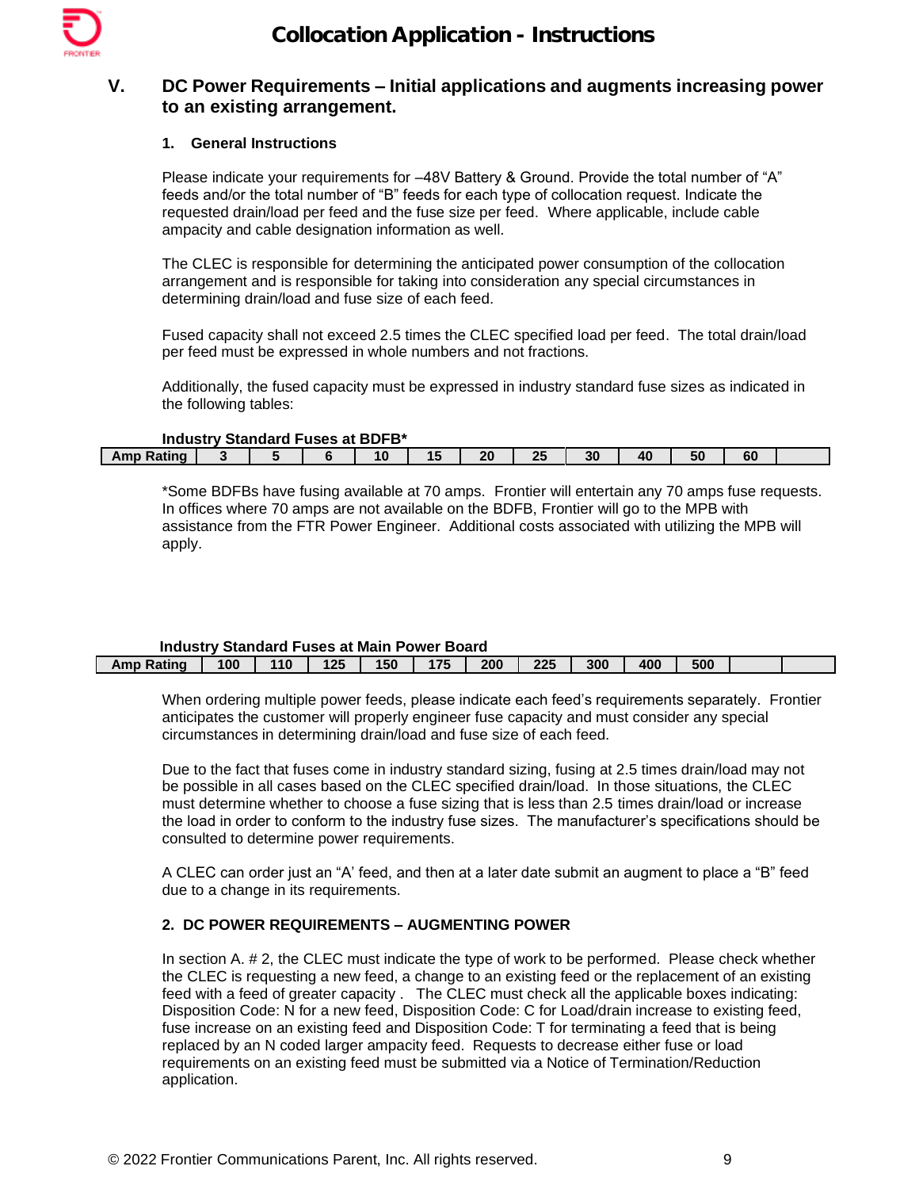## V. DC Power Requirements – Initial applications and augments increasing power to an existing arrangement.

### 1. General Instructions

Please indicate your requirements for –48V Battery & Ground. Provide the total number of "A" feeds and/or the total number of "B" feeds for each type of collocation request. Indicate the requested drain/load per feed and the fuse size per feed. Where applicable, include cable ampacity and cable designation information as well.

The CLEC is responsible for determining the anticipated power consumption of the collocation arrangement and is responsible for taking into consideration any special circumstances in determining drain/load and fuse size of each feed.

Fused capacity shall not exceed 2.5 times the CLEC specified load per feed. The total drain/load per feed must be expressed in whole numbers and not fractions.

Additionally, the fused capacity must be expressed in industry standard fuse sizes as indicated in the following tables:

**Industry Standard Fuses at BDFB***

| Amp Rating | 3 | 5 | 6 | 10 | 15 | 20 | 25 | 30 | 40 | 50 | 60 | |
|---|---|---|---|---|---|---|---|---|---|---|---|---|

*Some BDFBs have fusing available at 70 amps. Frontier will entertain any 70 amps fuse requests. In offices where 70 amps are not available on the BDFB, Frontier will go to the MPB with assistance from the FTR Power Engineer. Additional costs associated with utilizing the MPB will apply.

**Industry Standard Fuses at Main Power Board**

| Amp Rating | 100 | 110 | 125 | 150 | 175 | 200 | 225 | 300 | 400 | 500 | | |
|---|---|---|---|---|---|---|---|---|---|---|---|---|

When ordering multiple power feeds, please indicate each feed's requirements separately. Frontier anticipates the customer will properly engineer fuse capacity and must consider any special circumstances in determining drain/load and fuse size of each feed.

Due to the fact that fuses come in industry standard sizing, fusing at 2.5 times drain/load may not be possible in all cases based on the CLEC specified drain/load. In those situations, the CLEC must determine whether to choose a fuse sizing that is less than 2.5 times drain/load or increase the load in order to conform to the industry fuse sizes. The manufacturer's specifications should be consulted to determine power requirements.

A CLEC can order just an "A' feed, and then at a later date submit an augment to place a "B" feed due to a change in its requirements.

### 2. DC POWER REQUIREMENTS – AUGMENTING POWER

In section A. # 2, the CLEC must indicate the type of work to be performed. Please check whether the CLEC is requesting a new feed, a change to an existing feed or the replacement of an existing feed with a feed of greater capacity . The CLEC must check all the applicable boxes indicating: Disposition Code: N for a new feed, Disposition Code: C for Load/drain increase to existing feed, fuse increase on an existing feed and Disposition Code: T for terminating a feed that is being replaced by an N coded larger ampacity feed. Requests to decrease either fuse or load requirements on an existing feed must be submitted via a Notice of Termination/Reduction application.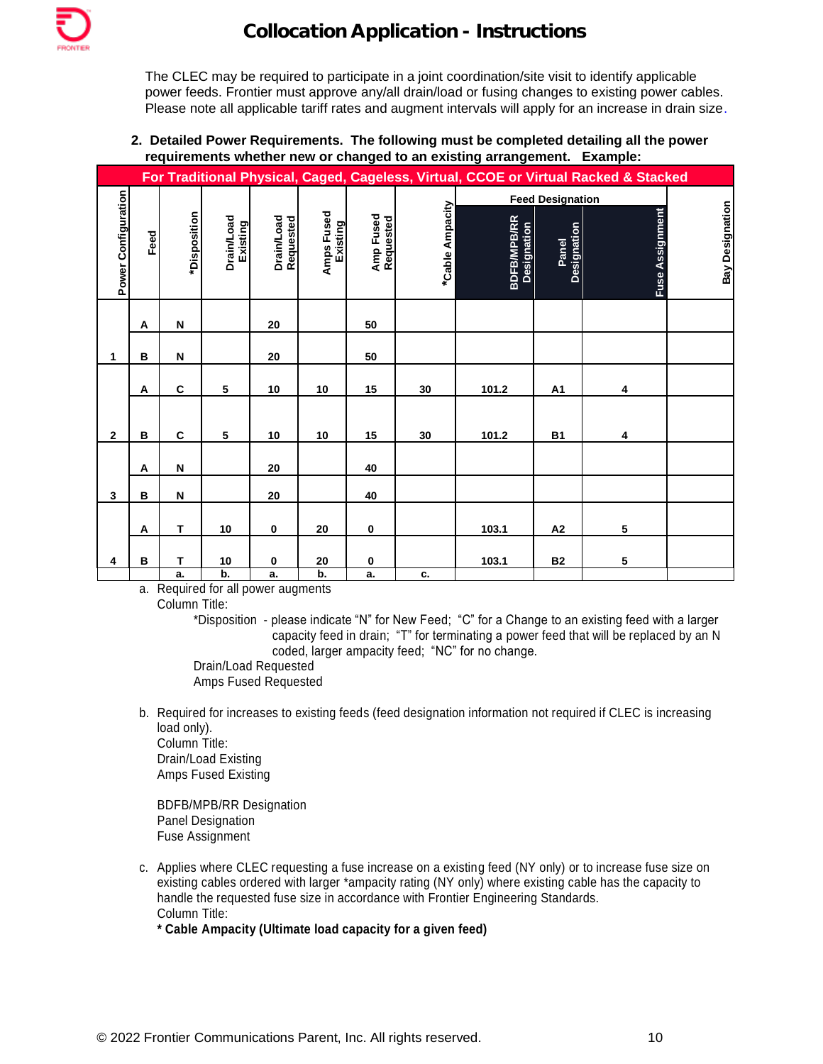The CLEC may be required to participate in a joint coordination/site visit to identify applicable power feeds. Frontier must approve any/all drain/load or fusing changes to existing power cables. Please note all applicable tariff rates and augment intervals will apply for an increase in drain size.

2. **Detailed Power Requirements. The following must be completed detailing all the power requirements whether new or changed to an existing arrangement. Example:**

| For Traditional Physical, Caged, Cageless, Virtual, CCOE or Virtual Racked & Stacked | | | | | | | | | | | | |
|---|---|---|---|---|---|---|---|---|---|---|---|---|
| | | | | | | | | Feed Designation | | | | |
| Power Configuration | Feed | *Disposition | Drain/Load Existing | Drain/Load Requested | Amps Fused Existing | Amp Fused Requested | *Cable Ampacity | BDFB/MPB/RR Designation | Panel Designation | Fuse Assignment | Bay Designation |
| 1 | A | N | | 20 | | 50 | | | | | |
| | B | N | | 20 | | 50 | | | | | |
| 2 | A | C | 5 | 10 | 10 | 15 | 30 | 101.2 | A1 | 4 | |
| | B | C | 5 | 10 | 10 | 15 | 30 | 101.2 | B1 | 4 | |
| 3 | A | N | | 20 | | 40 | | | | | |
| | B | N | | 20 | | 40 | | | | | |
| 4 | A | T | 10 | 0 | 20 | 0 | | 103.1 | A2 | 5 | |
| | B | T | 10 | 0 | 20 | 0 | | 103.1 | B2 | 5 | |
| | | a. | b. | a. | b. | a. | c. | | | | |

a. Required for all power augments
   Column Title:
   - *Disposition - please indicate "N" for New Feed; "C" for a Change to an existing feed with a larger capacity feed in drain; "T" for terminating a power feed that will be replaced by an N coded, larger ampacity feed; "NC" for no change.
   - Drain/Load Requested
   - Amps Fused Requested

b. Required for increases to existing feeds (feed designation information not required if CLEC is increasing load only).
   Column Title:
   Drain/Load Existing
   Amps Fused Existing

   BDFB/MPB/RR Designation
   Panel Designation
   Fuse Assignment

c. Applies where CLEC requesting a fuse increase on a existing feed (NY only) or to increase fuse size on existing cables ordered with larger *ampacity rating (NY only) where existing cable has the capacity to handle the requested fuse size in accordance with Frontier Engineering Standards.
   Column Title:
   **\* Cable Ampacity (Ultimate load capacity for a given feed)**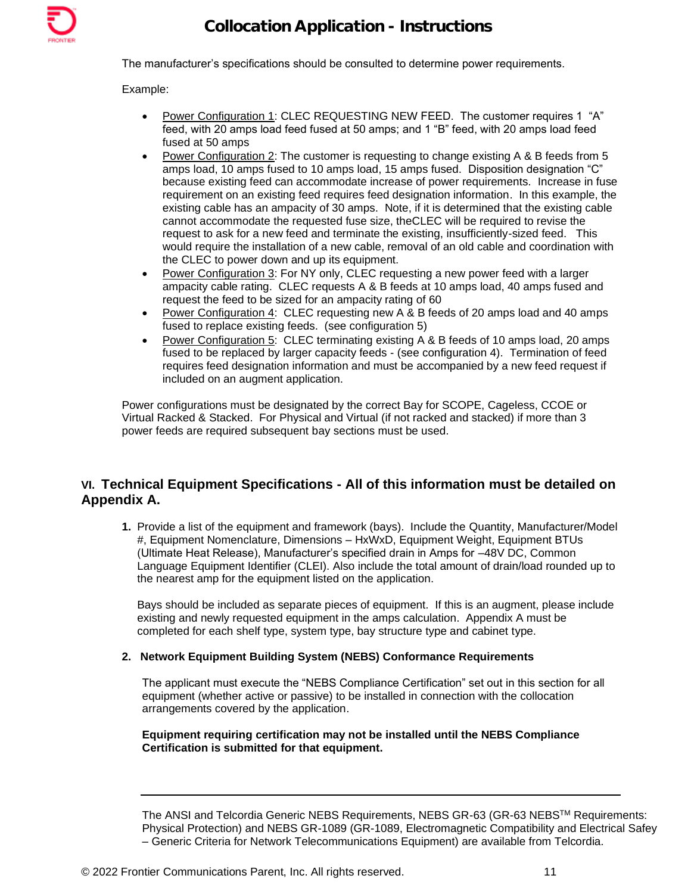The manufacturer's specifications should be consulted to determine power requirements.

Example:

- Power Configuration 1: CLEC REQUESTING NEW FEED. The customer requires 1 "A" feed, with 20 amps load feed fused at 50 amps; and 1 "B" feed, with 20 amps load feed fused at 50 amps
- Power Configuration 2: The customer is requesting to change existing A & B feeds from 5 amps load, 10 amps fused to 10 amps load, 15 amps fused. Disposition designation "C" because existing feed can accommodate increase of power requirements. Increase in fuse requirement on an existing feed requires feed designation information. In this example, the existing cable has an ampacity of 30 amps. Note, if it is determined that the existing cable cannot accommodate the requested fuse size, theCLEC will be required to revise the request to ask for a new feed and terminate the existing, insufficiently-sized feed. This would require the installation of a new cable, removal of an old cable and coordination with the CLEC to power down and up its equipment.
- Power Configuration 3: For NY only, CLEC requesting a new power feed with a larger ampacity cable rating. CLEC requests A & B feeds at 10 amps load, 40 amps fused and request the feed to be sized for an ampacity rating of 60
- Power Configuration 4: CLEC requesting new A & B feeds of 20 amps load and 40 amps fused to replace existing feeds. (see configuration 5)
- Power Configuration 5: CLEC terminating existing A & B feeds of 10 amps load, 20 amps fused to be replaced by larger capacity feeds - (see configuration 4). Termination of feed requires feed designation information and must be accompanied by a new feed request if included on an augment application.

Power configurations must be designated by the correct Bay for SCOPE, Cageless, CCOE or Virtual Racked & Stacked. For Physical and Virtual (if not racked and stacked) if more than 3 power feeds are required subsequent bay sections must be used.

## VI. Technical Equipment Specifications - All of this information must be detailed on Appendix A.

**1.** Provide a list of the equipment and framework (bays). Include the Quantity, Manufacturer/Model #, Equipment Nomenclature, Dimensions – HxWxD, Equipment Weight, Equipment BTUs (Ultimate Heat Release), Manufacturer's specified drain in Amps for –48V DC, Common Language Equipment Identifier (CLEI). Also include the total amount of drain/load rounded up to the nearest amp for the equipment listed on the application.

Bays should be included as separate pieces of equipment. If this is an augment, please include existing and newly requested equipment in the amps calculation. Appendix A must be completed for each shelf type, system type, bay structure type and cabinet type.

**2. Network Equipment Building System (NEBS) Conformance Requirements**

The applicant must execute the "NEBS Compliance Certification" set out in this section for all equipment (whether active or passive) to be installed in connection with the collocation arrangements covered by the application.

**Equipment requiring certification may not be installed until the NEBS Compliance Certification is submitted for that equipment.**

---

The ANSI and Telcordia Generic NEBS Requirements, NEBS GR-63 (GR-63 NEBS™ Requirements: Physical Protection) and NEBS GR-1089 (GR-1089, Electromagnetic Compatibility and Electrical Safey – Generic Criteria for Network Telecommunications Equipment) are available from Telcordia.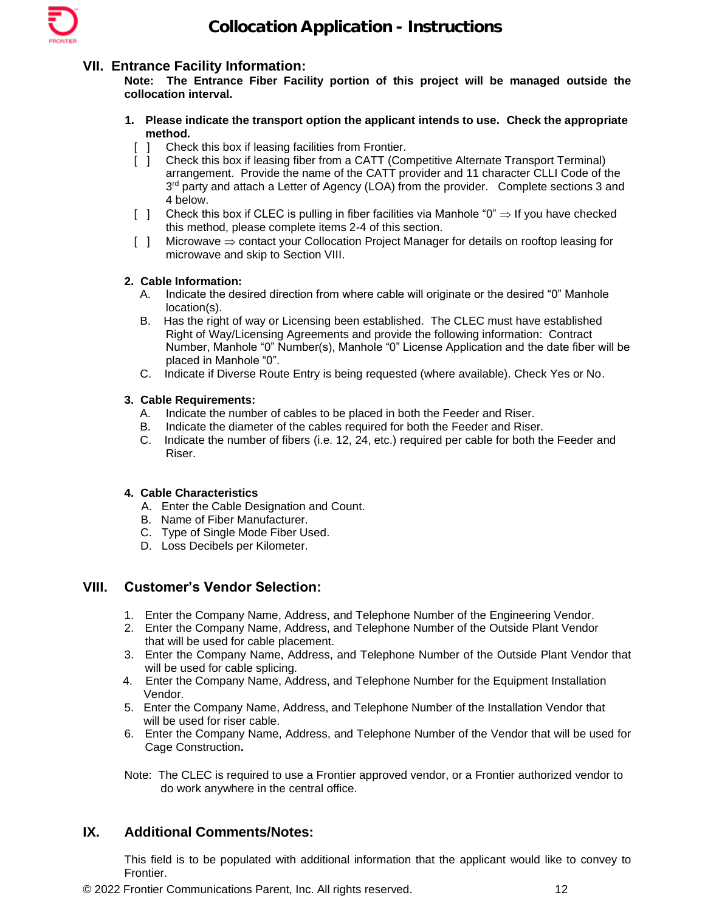## VII. Entrance Facility Information:

**Note: The Entrance Fiber Facility portion of this project will be managed outside the collocation interval.**

1. **Please indicate the transport option the applicant intends to use. Check the appropriate method.**
   - [ ] Check this box if leasing facilities from Frontier.
   - [ ] Check this box if leasing fiber from a CATT (Competitive Alternate Transport Terminal) arrangement. Provide the name of the CATT provider and 11 character CLLI Code of the 3rd party and attach a Letter of Agency (LOA) from the provider. Complete sections 3 and 4 below.
   - [ ] Check this box if CLEC is pulling in fiber facilities via Manhole "0" ⇒ If you have checked this method, please complete items 2-4 of this section.
   - [ ] Microwave ⇒ contact your Collocation Project Manager for details on rooftop leasing for microwave and skip to Section VIII.

2. **Cable Information:**
   A. Indicate the desired direction from where cable will originate or the desired "0" Manhole location(s).
   B. Has the right of way or Licensing been established. The CLEC must have established Right of Way/Licensing Agreements and provide the following information: Contract Number, Manhole "0" Number(s), Manhole "0" License Application and the date fiber will be placed in Manhole "0".
   C. Indicate if Diverse Route Entry is being requested (where available). Check Yes or No.

3. **Cable Requirements:**
   A. Indicate the number of cables to be placed in both the Feeder and Riser.
   B. Indicate the diameter of the cables required for both the Feeder and Riser.
   C. Indicate the number of fibers (i.e. 12, 24, etc.) required per cable for both the Feeder and Riser.

4. **Cable Characteristics**
   A. Enter the Cable Designation and Count.
   B. Name of Fiber Manufacturer.
   C. Type of Single Mode Fiber Used.
   D. Loss Decibels per Kilometer.

## VIII. Customer's Vendor Selection:

1. Enter the Company Name, Address, and Telephone Number of the Engineering Vendor.
2. Enter the Company Name, Address, and Telephone Number of the Outside Plant Vendor that will be used for cable placement.
3. Enter the Company Name, Address, and Telephone Number of the Outside Plant Vendor that will be used for cable splicing.
4. Enter the Company Name, Address, and Telephone Number for the Equipment Installation Vendor.
5. Enter the Company Name, Address, and Telephone Number of the Installation Vendor that will be used for riser cable.
6. Enter the Company Name, Address, and Telephone Number of the Vendor that will be used for Cage Construction**.**

Note: The CLEC is required to use a Frontier approved vendor, or a Frontier authorized vendor to do work anywhere in the central office.

## IX. Additional Comments/Notes:

This field is to be populated with additional information that the applicant would like to convey to Frontier.

© 2022 Frontier Communications Parent, Inc. All rights reserved.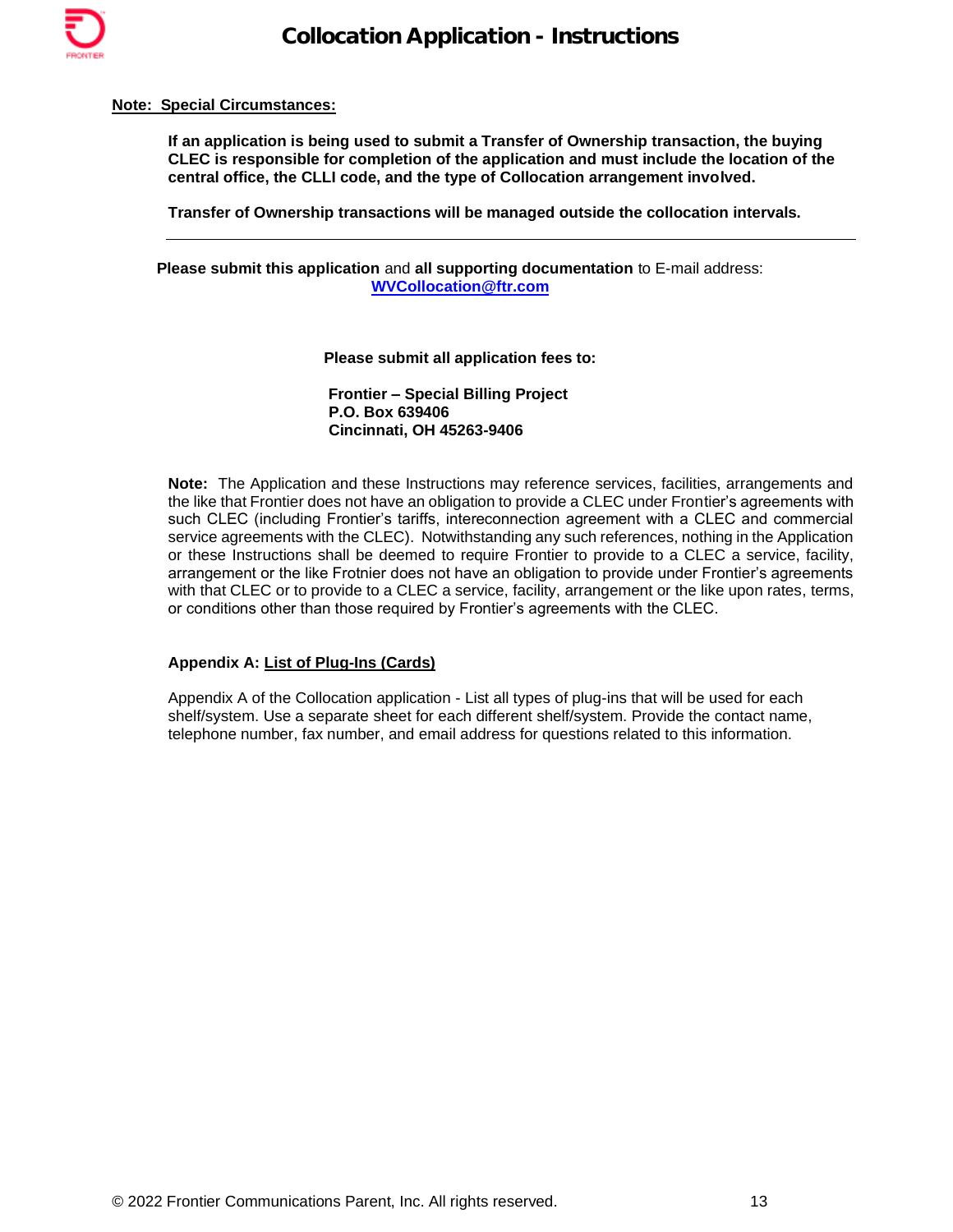**Note: Special Circumstances:**

**If an application is being used to submit a Transfer of Ownership transaction, the buying CLEC is responsible for completion of the application and must include the location of the central office, the CLLI code, and the type of Collocation arrangement involved.**

**Transfer of Ownership transactions will be managed outside the collocation intervals.**

---

**Please submit this application** and **all supporting documentation** to E-mail address: **WVCollocation@ftr.com**

**Please submit all application fees to:**

**Frontier – Special Billing Project**
**P.O. Box 639406**
**Cincinnati, OH 45263-9406**

**Note:** The Application and these Instructions may reference services, facilities, arrangements and the like that Frontier does not have an obligation to provide a CLEC under Frontier's agreements with such CLEC (including Frontier's tariffs, intereconnection agreement with a CLEC and commercial service agreements with the CLEC). Notwithstanding any such references, nothing in the Application or these Instructions shall be deemed to require Frontier to provide to a CLEC a service, facility, arrangement or the like Frotnier does not have an obligation to provide under Frontier's agreements with that CLEC or to provide to a CLEC a service, facility, arrangement or the like upon rates, terms, or conditions other than those required by Frontier's agreements with the CLEC.

**Appendix A: List of Plug-Ins (Cards)**

Appendix A of the Collocation application - List all types of plug-ins that will be used for each shelf/system. Use a separate sheet for each different shelf/system. Provide the contact name, telephone number, fax number, and email address for questions related to this information.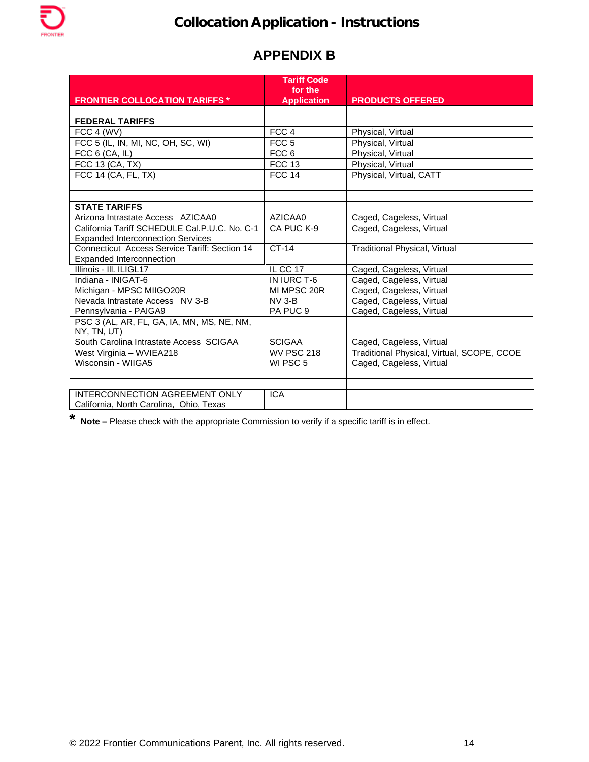# Collocation Application - Instructions

## APPENDIX B

| FRONTIER COLLOCATION TARIFFS * | Tariff Code for the Application | PRODUCTS OFFERED |
|---|---|---|
| | | |
| **FEDERAL TARIFFS** | | |
| FCC 4 (WV) | FCC 4 | Physical, Virtual |
| FCC 5 (IL, IN, MI, NC, OH, SC, WI) | FCC 5 | Physical, Virtual |
| FCC 6 (CA, IL) | FCC 6 | Physical, Virtual |
| FCC 13 (CA, TX) | FCC 13 | Physical, Virtual |
| FCC 14 (CA, FL, TX) | FCC 14 | Physical, Virtual, CATT |
| | | |
| | | |
| **STATE TARIFFS** | | |
| Arizona Intrastate Access AZICAA0 | AZICAA0 | Caged, Cageless, Virtual |
| California Tariff SCHEDULE Cal.P.U.C. No. C-1 Expanded Interconnection Services | CA PUC K-9 | Caged, Cageless, Virtual |
| Connecticut Access Service Tariff: Section 14 Expanded Interconnection | CT-14 | Traditional Physical, Virtual |
| Illinois - Ill. ILIGL17 | IL CC 17 | Caged, Cageless, Virtual |
| Indiana - INIGAT-6 | IN IURC T-6 | Caged, Cageless, Virtual |
| Michigan - MPSC MIIGO20R | MI MPSC 20R | Caged, Cageless, Virtual |
| Nevada Intrastate Access NV 3-B | NV 3-B | Caged, Cageless, Virtual |
| Pennsylvania - PAIGA9 | PA PUC 9 | Caged, Cageless, Virtual |
| PSC 3 (AL, AR, FL, GA, IA, MN, MS, NE, NM, NY, TN, UT) | | |
| South Carolina Intrastate Access SCIGAA | SCIGAA | Caged, Cageless, Virtual |
| West Virginia – WVIEA218 | WV PSC 218 | Traditional Physical, Virtual, SCOPE, CCOE |
| Wisconsin - WIIGA5 | WI PSC 5 | Caged, Cageless, Virtual |
| | | |
| | | |
| INTERCONNECTION AGREEMENT ONLY California, North Carolina, Ohio, Texas | ICA | |

* **Note –** Please check with the appropriate Commission to verify if a specific tariff is in effect.

© 2022 Frontier Communications Parent, Inc. All rights reserved.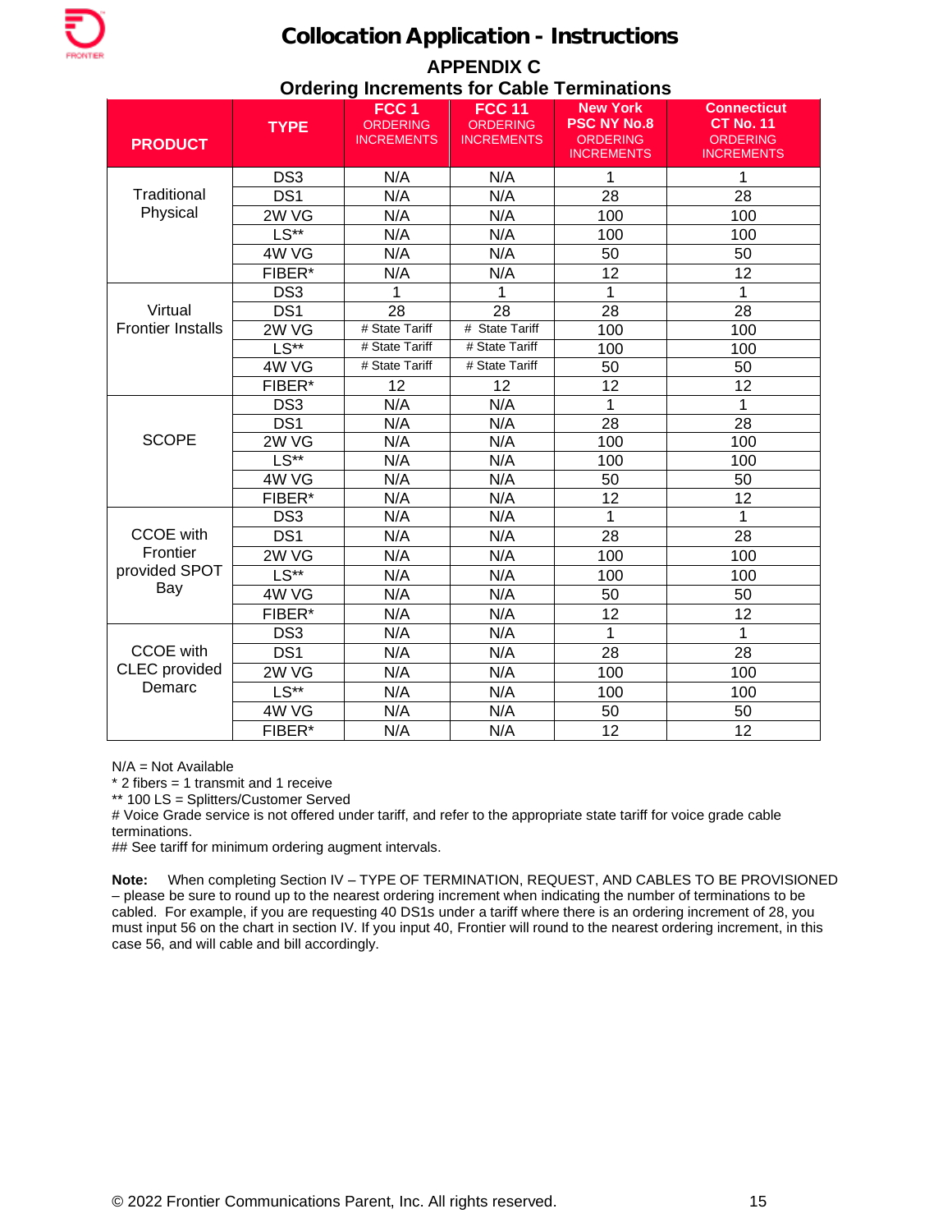# Collocation Application - Instructions

## APPENDIX C

## Ordering Increments for Cable Terminations

| PRODUCT | TYPE | FCC 1 ORDERING INCREMENTS | FCC 11 ORDERING INCREMENTS | New York PSC NY No.8 ORDERING INCREMENTS | Connecticut CT No. 11 ORDERING INCREMENTS |
|---|---|---|---|---|---|
| Traditional Physical | DS3 | N/A | N/A | 1 | 1 |
| | DS1 | N/A | N/A | 28 | 28 |
| | 2W VG | N/A | N/A | 100 | 100 |
| | LS** | N/A | N/A | 100 | 100 |
| | 4W VG | N/A | N/A | 50 | 50 |
| | FIBER* | N/A | N/A | 12 | 12 |
| Virtual Frontier Installs | DS3 | 1 | 1 | 1 | 1 |
| | DS1 | 28 | 28 | 28 | 28 |
| | 2W VG | # State Tariff | # State Tariff | 100 | 100 |
| | LS** | # State Tariff | # State Tariff | 100 | 100 |
| | 4W VG | # State Tariff | # State Tariff | 50 | 50 |
| | FIBER* | 12 | 12 | 12 | 12 |
| SCOPE | DS3 | N/A | N/A | 1 | 1 |
| | DS1 | N/A | N/A | 28 | 28 |
| | 2W VG | N/A | N/A | 100 | 100 |
| | LS** | N/A | N/A | 100 | 100 |
| | 4W VG | N/A | N/A | 50 | 50 |
| | FIBER* | N/A | N/A | 12 | 12 |
| CCOE with Frontier provided SPOT Bay | DS3 | N/A | N/A | 1 | 1 |
| | DS1 | N/A | N/A | 28 | 28 |
| | 2W VG | N/A | N/A | 100 | 100 |
| | LS** | N/A | N/A | 100 | 100 |
| | 4W VG | N/A | N/A | 50 | 50 |
| | FIBER* | N/A | N/A | 12 | 12 |
| CCOE with CLEC provided Demarc | DS3 | N/A | N/A | 1 | 1 |
| | DS1 | N/A | N/A | 28 | 28 |
| | 2W VG | N/A | N/A | 100 | 100 |
| | LS** | N/A | N/A | 100 | 100 |
| | 4W VG | N/A | N/A | 50 | 50 |
| | FIBER* | N/A | N/A | 12 | 12 |

N/A = Not Available
* 2 fibers = 1 transmit and 1 receive
** 100 LS = Splitters/Customer Served
# Voice Grade service is not offered under tariff, and refer to the appropriate state tariff for voice grade cable terminations.
## See tariff for minimum ordering augment intervals.

**Note:** When completing Section IV – TYPE OF TERMINATION, REQUEST, AND CABLES TO BE PROVISIONED – please be sure to round up to the nearest ordering increment when indicating the number of terminations to be cabled. For example, if you are requesting 40 DS1s under a tariff where there is an ordering increment of 28, you must input 56 on the chart in section IV. If you input 40, Frontier will round to the nearest ordering increment, in this case 56, and will cable and bill accordingly.

© 2022 Frontier Communications Parent, Inc. All rights reserved.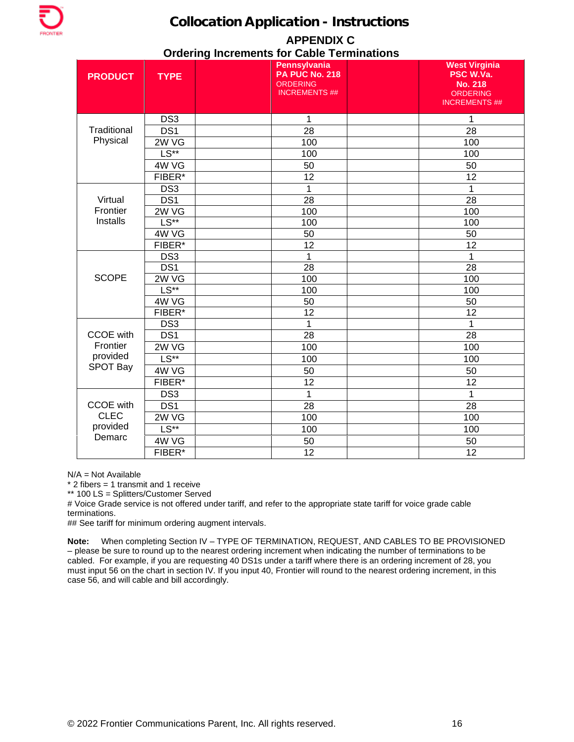# Collocation Application - Instructions

## APPENDIX C

### Ordering Increments for Cable Terminations

| PRODUCT | TYPE | | Pennsylvania PA PUC No. 218 ORDERING INCREMENTS ## | | West Virginia PSC W.Va. No. 218 ORDERING INCREMENTS ## |
|---|---|---|---|---|---|
| Traditional Physical | DS3 | | 1 | | 1 |
| | DS1 | | 28 | | 28 |
| | 2W VG | | 100 | | 100 |
| | LS** | | 100 | | 100 |
| | 4W VG | | 50 | | 50 |
| | FIBER* | | 12 | | 12 |
| Virtual Frontier Installs | DS3 | | 1 | | 1 |
| | DS1 | | 28 | | 28 |
| | 2W VG | | 100 | | 100 |
| | LS** | | 100 | | 100 |
| | 4W VG | | 50 | | 50 |
| | FIBER* | | 12 | | 12 |
| SCOPE | DS3 | | 1 | | 1 |
| | DS1 | | 28 | | 28 |
| | 2W VG | | 100 | | 100 |
| | LS** | | 100 | | 100 |
| | 4W VG | | 50 | | 50 |
| | FIBER* | | 12 | | 12 |
| CCOE with Frontier provided SPOT Bay | DS3 | | 1 | | 1 |
| | DS1 | | 28 | | 28 |
| | 2W VG | | 100 | | 100 |
| | LS** | | 100 | | 100 |
| | 4W VG | | 50 | | 50 |
| | FIBER* | | 12 | | 12 |
| CCOE with CLEC provided Demarc | DS3 | | 1 | | 1 |
| | DS1 | | 28 | | 28 |
| | 2W VG | | 100 | | 100 |
| | LS** | | 100 | | 100 |
| | 4W VG | | 50 | | 50 |
| | FIBER* | | 12 | | 12 |

N/A = Not Available
* 2 fibers = 1 transmit and 1 receive
** 100 LS = Splitters/Customer Served
# Voice Grade service is not offered under tariff, and refer to the appropriate state tariff for voice grade cable terminations.
## See tariff for minimum ordering augment intervals.

**Note:** When completing Section IV – TYPE OF TERMINATION, REQUEST, AND CABLES TO BE PROVISIONED – please be sure to round up to the nearest ordering increment when indicating the number of terminations to be cabled. For example, if you are requesting 40 DS1s under a tariff where there is an ordering increment of 28, you must input 56 on the chart in section IV. If you input 40, Frontier will round to the nearest ordering increment, in this case 56, and will cable and bill accordingly.

© 2022 Frontier Communications Parent, Inc. All rights reserved.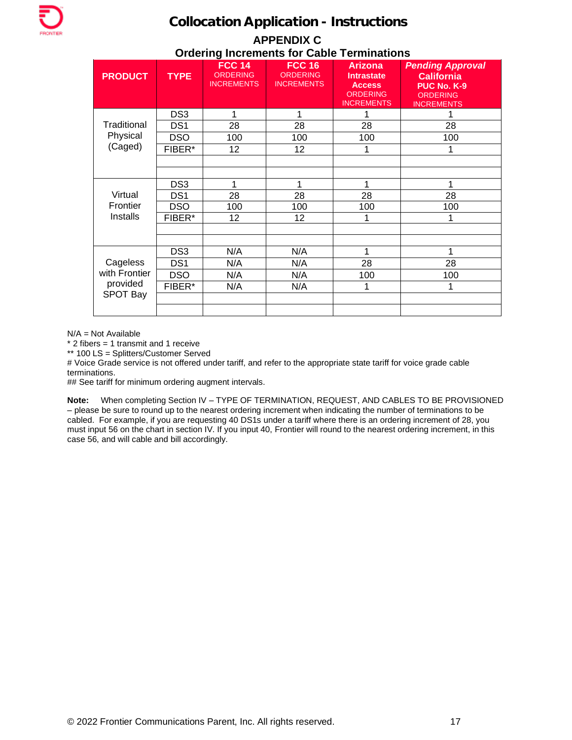# Collocation Application - Instructions

## APPENDIX C

### Ordering Increments for Cable Terminations

| PRODUCT | TYPE | FCC 14 ORDERING INCREMENTS | FCC 16 ORDERING INCREMENTS | Arizona Intrastate Access ORDERING INCREMENTS | *Pending Approval* California PUC No. K-9 ORDERING INCREMENTS |
|---|---|---|---|---|---|
| Traditional Physical (Caged) | DS3 | 1 | 1 | 1 | 1 |
| | DS1 | 28 | 28 | 28 | 28 |
| | DSO | 100 | 100 | 100 | 100 |
| | FIBER* | 12 | 12 | 1 | 1 |
| | | | | | |
| | | | | | |
| Virtual Frontier Installs | DS3 | 1 | 1 | 1 | 1 |
| | DS1 | 28 | 28 | 28 | 28 |
| | DSO | 100 | 100 | 100 | 100 |
| | FIBER* | 12 | 12 | 1 | 1 |
| | | | | | |
| | | | | | |
| Cageless with Frontier provided SPOT Bay | DS3 | N/A | N/A | 1 | 1 |
| | DS1 | N/A | N/A | 28 | 28 |
| | DSO | N/A | N/A | 100 | 100 |
| | FIBER* | N/A | N/A | 1 | 1 |
| | | | | | |
| | | | | | |

N/A = Not Available
* 2 fibers = 1 transmit and 1 receive
** 100 LS = Splitters/Customer Served
# Voice Grade service is not offered under tariff, and refer to the appropriate state tariff for voice grade cable terminations.
## See tariff for minimum ordering augment intervals.

**Note:** When completing Section IV – TYPE OF TERMINATION, REQUEST, AND CABLES TO BE PROVISIONED – please be sure to round up to the nearest ordering increment when indicating the number of terminations to be cabled. For example, if you are requesting 40 DS1s under a tariff where there is an ordering increment of 28, you must input 56 on the chart in section IV. If you input 40, Frontier will round to the nearest ordering increment, in this case 56, and will cable and bill accordingly.

© 2022 Frontier Communications Parent, Inc. All rights reserved.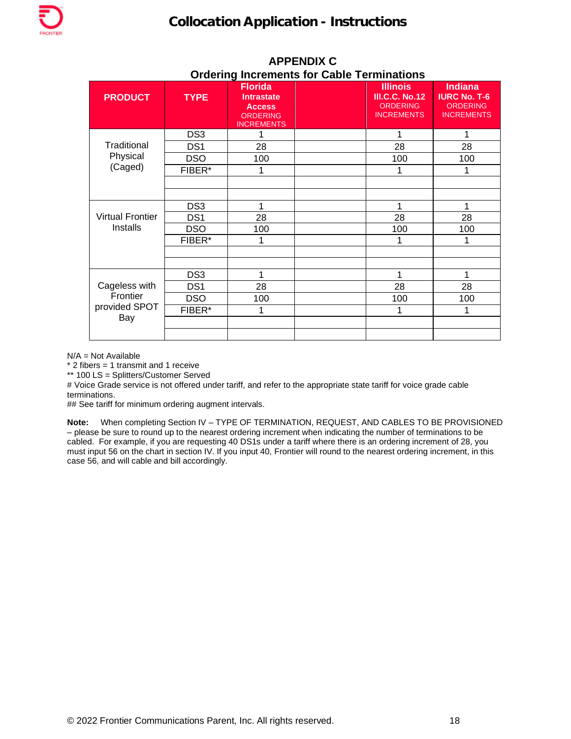## APPENDIX C
## Ordering Increments for Cable Terminations

| PRODUCT | TYPE | Florida Intrastate Access ORDERING INCREMENTS | | Illinois Ill.C.C. No.12 ORDERING INCREMENTS | Indiana IURC No. T-6 ORDERING INCREMENTS |
|---|---|---|---|---|---|
| Traditional Physical (Caged) | DS3 | 1 | | 1 | 1 |
| | DS1 | 28 | | 28 | 28 |
| | DSO | 100 | | 100 | 100 |
| | FIBER* | 1 | | 1 | 1 |
| | | | | | |
| | | | | | |
| Virtual Frontier Installs | DS3 | 1 | | 1 | 1 |
| | DS1 | 28 | | 28 | 28 |
| | DSO | 100 | | 100 | 100 |
| | FIBER* | 1 | | 1 | 1 |
| | | | | | |
| | | | | | |
| Cageless with Frontier provided SPOT Bay | DS3 | 1 | | 1 | 1 |
| | DS1 | 28 | | 28 | 28 |
| | DSO | 100 | | 100 | 100 |
| | FIBER* | 1 | | 1 | 1 |
| | | | | | |
| | | | | | |

N/A = Not Available
* 2 fibers = 1 transmit and 1 receive
** 100 LS = Splitters/Customer Served
# Voice Grade service is not offered under tariff, and refer to the appropriate state tariff for voice grade cable terminations.
## See tariff for minimum ordering augment intervals.

**Note:** When completing Section IV – TYPE OF TERMINATION, REQUEST, AND CABLES TO BE PROVISIONED – please be sure to round up to the nearest ordering increment when indicating the number of terminations to be cabled. For example, if you are requesting 40 DS1s under a tariff where there is an ordering increment of 28, you must input 56 on the chart in section IV. If you input 40, Frontier will round to the nearest ordering increment, in this case 56, and will cable and bill accordingly.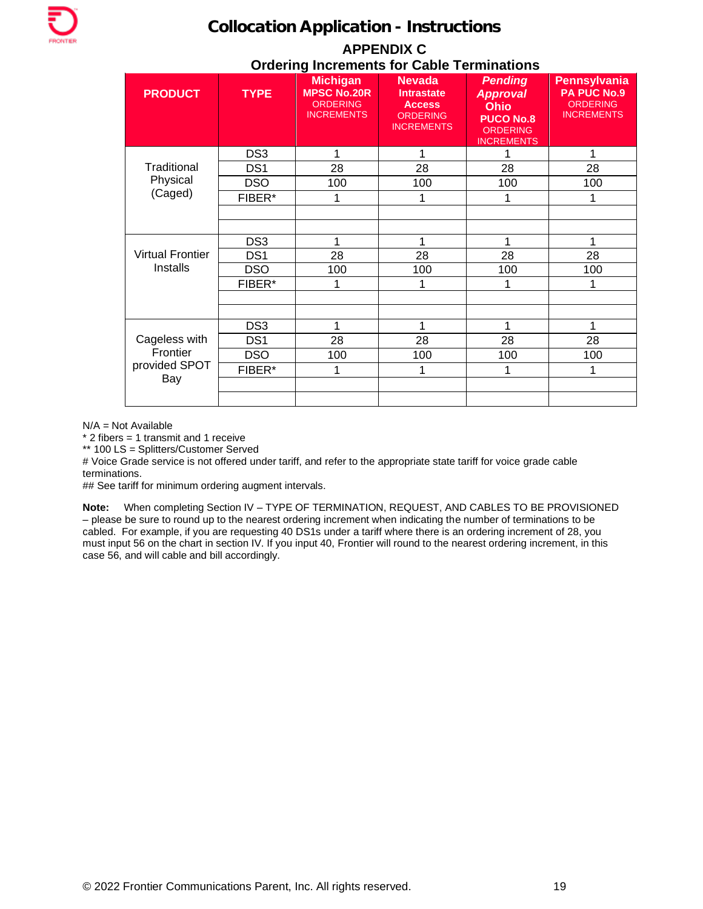# Collocation Application - Instructions

## APPENDIX C

### Ordering Increments for Cable Terminations

| PRODUCT | TYPE | Michigan MPSC No.20R ORDERING INCREMENTS | Nevada Intrastate Access ORDERING INCREMENTS | *Pending Approval* Ohio PUCO No.8 ORDERING INCREMENTS | Pennsylvania PA PUC No.9 ORDERING INCREMENTS |
|---|---|---|---|---|---|
| Traditional Physical (Caged) | DS3 | 1 | 1 | 1 | 1 |
| | DS1 | 28 | 28 | 28 | 28 |
| | DSO | 100 | 100 | 100 | 100 |
| | FIBER* | 1 | 1 | 1 | 1 |
| | | | | | |
| | | | | | |
| Virtual Frontier Installs | DS3 | 1 | 1 | 1 | 1 |
| | DS1 | 28 | 28 | 28 | 28 |
| | DSO | 100 | 100 | 100 | 100 |
| | FIBER* | 1 | 1 | 1 | 1 |
| | | | | | |
| | | | | | |
| Cageless with Frontier provided SPOT Bay | DS3 | 1 | 1 | 1 | 1 |
| | DS1 | 28 | 28 | 28 | 28 |
| | DSO | 100 | 100 | 100 | 100 |
| | FIBER* | 1 | 1 | 1 | 1 |
| | | | | | |
| | | | | | |

N/A = Not Available
* 2 fibers = 1 transmit and 1 receive
** 100 LS = Splitters/Customer Served
# Voice Grade service is not offered under tariff, and refer to the appropriate state tariff for voice grade cable terminations.
## See tariff for minimum ordering augment intervals.

**Note:** When completing Section IV – TYPE OF TERMINATION, REQUEST, AND CABLES TO BE PROVISIONED – please be sure to round up to the nearest ordering increment when indicating the number of terminations to be cabled. For example, if you are requesting 40 DS1s under a tariff where there is an ordering increment of 28, you must input 56 on the chart in section IV. If you input 40, Frontier will round to the nearest ordering increment, in this case 56, and will cable and bill accordingly.

© 2022 Frontier Communications Parent, Inc. All rights reserved.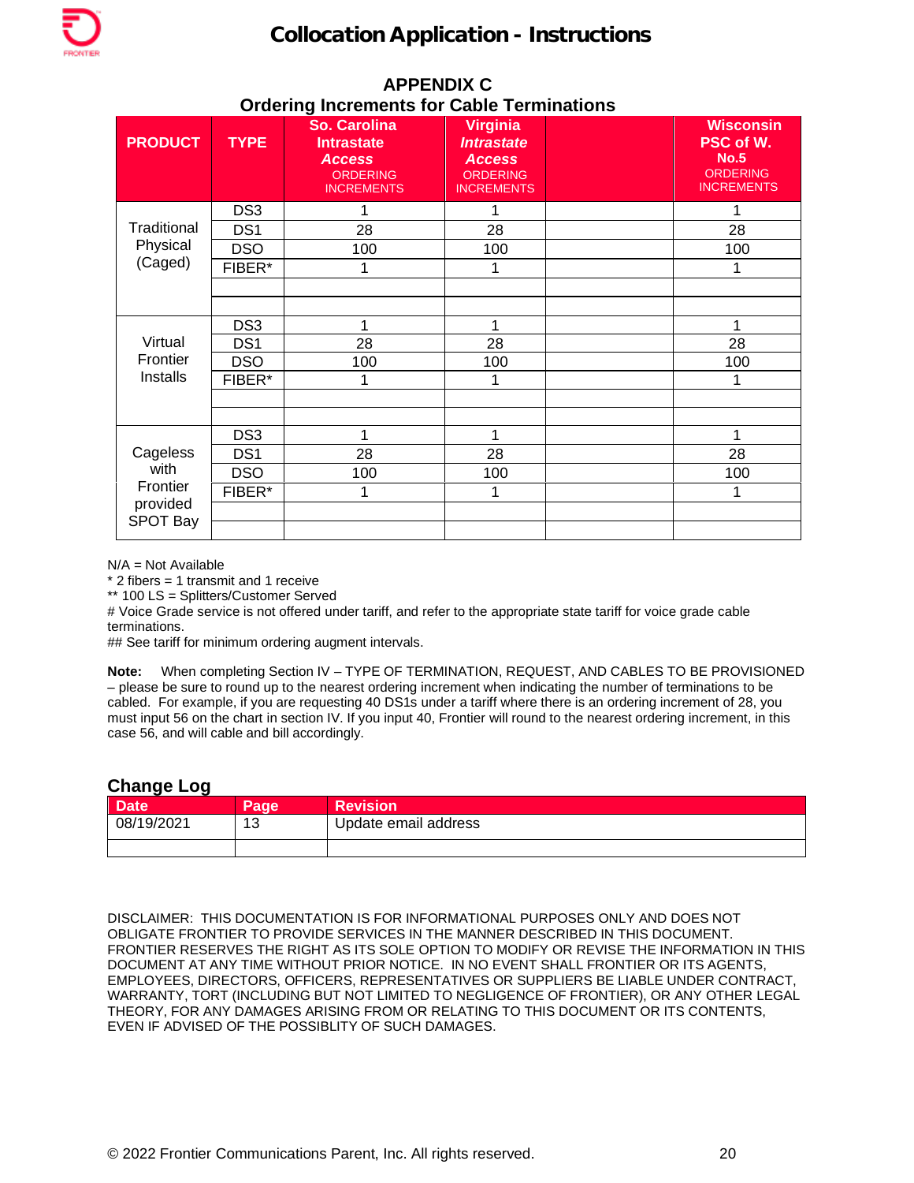# Collocation Application - Instructions

## APPENDIX C
## Ordering Increments for Cable Terminations

| PRODUCT | TYPE | So. Carolina Intrastate *Access* ORDERING INCREMENTS | Virginia *Intrastate Access* ORDERING INCREMENTS | | Wisconsin PSC of W. No.5 ORDERING INCREMENTS |
|---|---|---|---|---|---|
| Traditional Physical (Caged) | DS3 | 1 | 1 | | 1 |
| | DS1 | 28 | 28 | | 28 |
| | DSO | 100 | 100 | | 100 |
| | FIBER* | 1 | 1 | | 1 |
| | | | | | |
| | | | | | |
| Virtual Frontier Installs | DS3 | 1 | 1 | | 1 |
| | DS1 | 28 | 28 | | 28 |
| | DSO | 100 | 100 | | 100 |
| | FIBER* | 1 | 1 | | 1 |
| | | | | | |
| | | | | | |
| Cageless with Frontier provided SPOT Bay | DS3 | 1 | 1 | | 1 |
| | DS1 | 28 | 28 | | 28 |
| | DSO | 100 | 100 | | 100 |
| | FIBER* | 1 | 1 | | 1 |
| | | | | | |
| | | | | | |

N/A = Not Available

* 2 fibers = 1 transmit and 1 receive

** 100 LS = Splitters/Customer Served

# Voice Grade service is not offered under tariff, and refer to the appropriate state tariff for voice grade cable terminations.

## See tariff for minimum ordering augment intervals.

**Note:** When completing Section IV – TYPE OF TERMINATION, REQUEST, AND CABLES TO BE PROVISIONED – please be sure to round up to the nearest ordering increment when indicating the number of terminations to be cabled. For example, if you are requesting 40 DS1s under a tariff where there is an ordering increment of 28, you must input 56 on the chart in section IV. If you input 40, Frontier will round to the nearest ordering increment, in this case 56, and will cable and bill accordingly.

## Change Log

| Date | Page | Revision |
|---|---|---|
| 08/19/2021 | 13 | Update email address |
| | | |

DISCLAIMER: THIS DOCUMENTATION IS FOR INFORMATIONAL PURPOSES ONLY AND DOES NOT OBLIGATE FRONTIER TO PROVIDE SERVICES IN THE MANNER DESCRIBED IN THIS DOCUMENT. FRONTIER RESERVES THE RIGHT AS ITS SOLE OPTION TO MODIFY OR REVISE THE INFORMATION IN THIS DOCUMENT AT ANY TIME WITHOUT PRIOR NOTICE. IN NO EVENT SHALL FRONTIER OR ITS AGENTS, EMPLOYEES, DIRECTORS, OFFICERS, REPRESENTATIVES OR SUPPLIERS BE LIABLE UNDER CONTRACT, WARRANTY, TORT (INCLUDING BUT NOT LIMITED TO NEGLIGENCE OF FRONTIER), OR ANY OTHER LEGAL THEORY, FOR ANY DAMAGES ARISING FROM OR RELATING TO THIS DOCUMENT OR ITS CONTENTS, EVEN IF ADVISED OF THE POSSIBLITY OF SUCH DAMAGES.

© 2022 Frontier Communications Parent, Inc. All rights reserved.